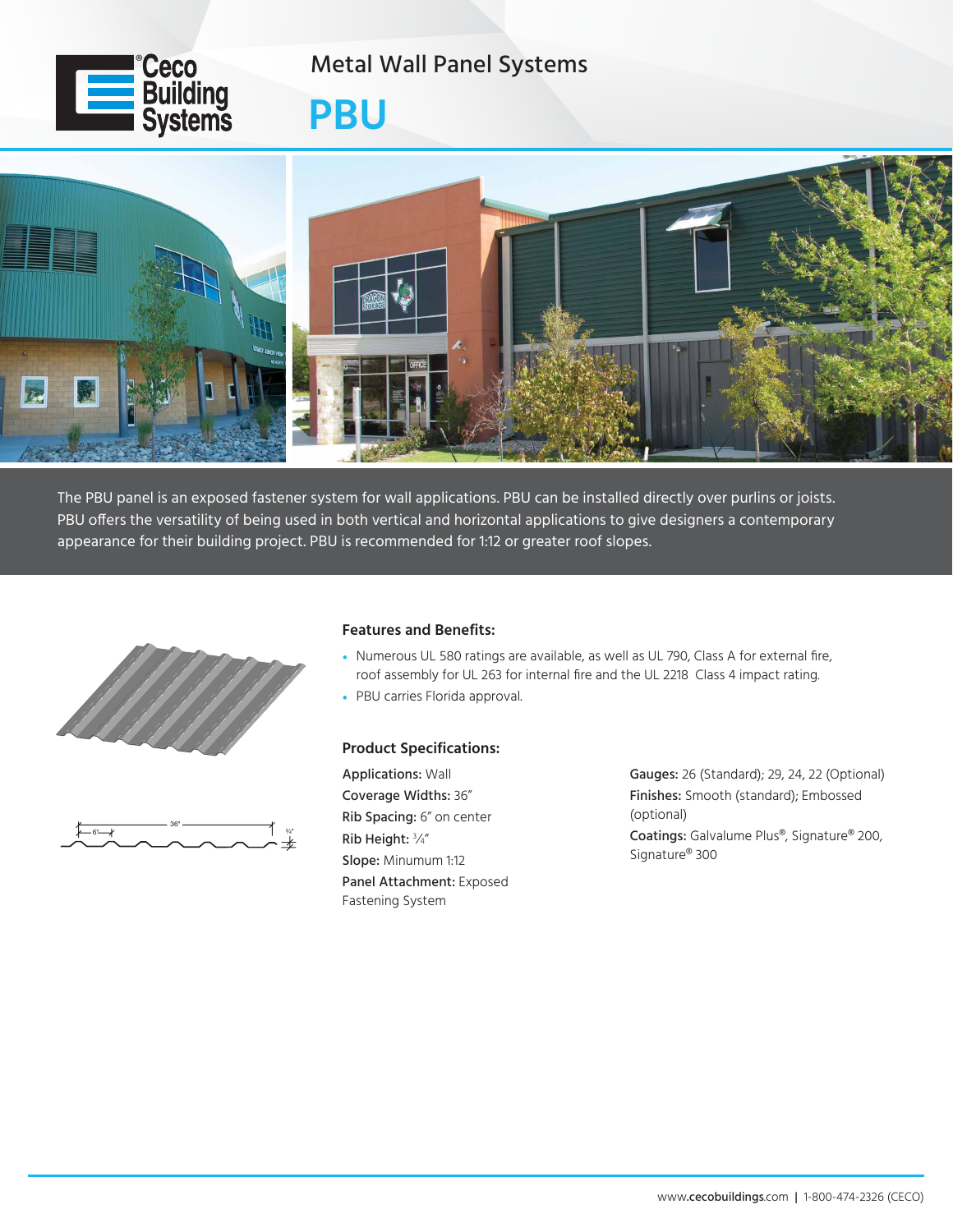Ceco Building Systems

# Metal Wall Panel Systems

# PBU

The PBU panel is an exposed fastener system for wall applications. PBU can be installed directly over purlins or joists. PBU offers the versatility of being used in both vertical and horizontal applications to give designers a contemporary appearance for their building project. PBU is recommended for 1:12 or greater roof slopes.

## Features and Benefits:

- Numerous UL 580 ratings are available, as well as UL 790, Class A for external fire, roof assembly for UL 263 for internal fire and the UL 2218 Class 4 impact rating.
- PBU carries Florida approval.

## Product Specifications:

**Applications:** Wall
**Coverage Widths:** 36″
**Rib Spacing:** 6″ on center
**Rib Height:** ¾″
**Slope:** Minumum 1:12
**Panel Attachment:** Exposed Fastening System

**Gauges:** 26 (Standard); 29, 24, 22 (Optional)
**Finishes:** Smooth (standard); Embossed (optional)
**Coatings:** Galvalume Plus®, Signature® 200, Signature® 300

www.cecobuildings.com | 1-800-474-2326 (CECO)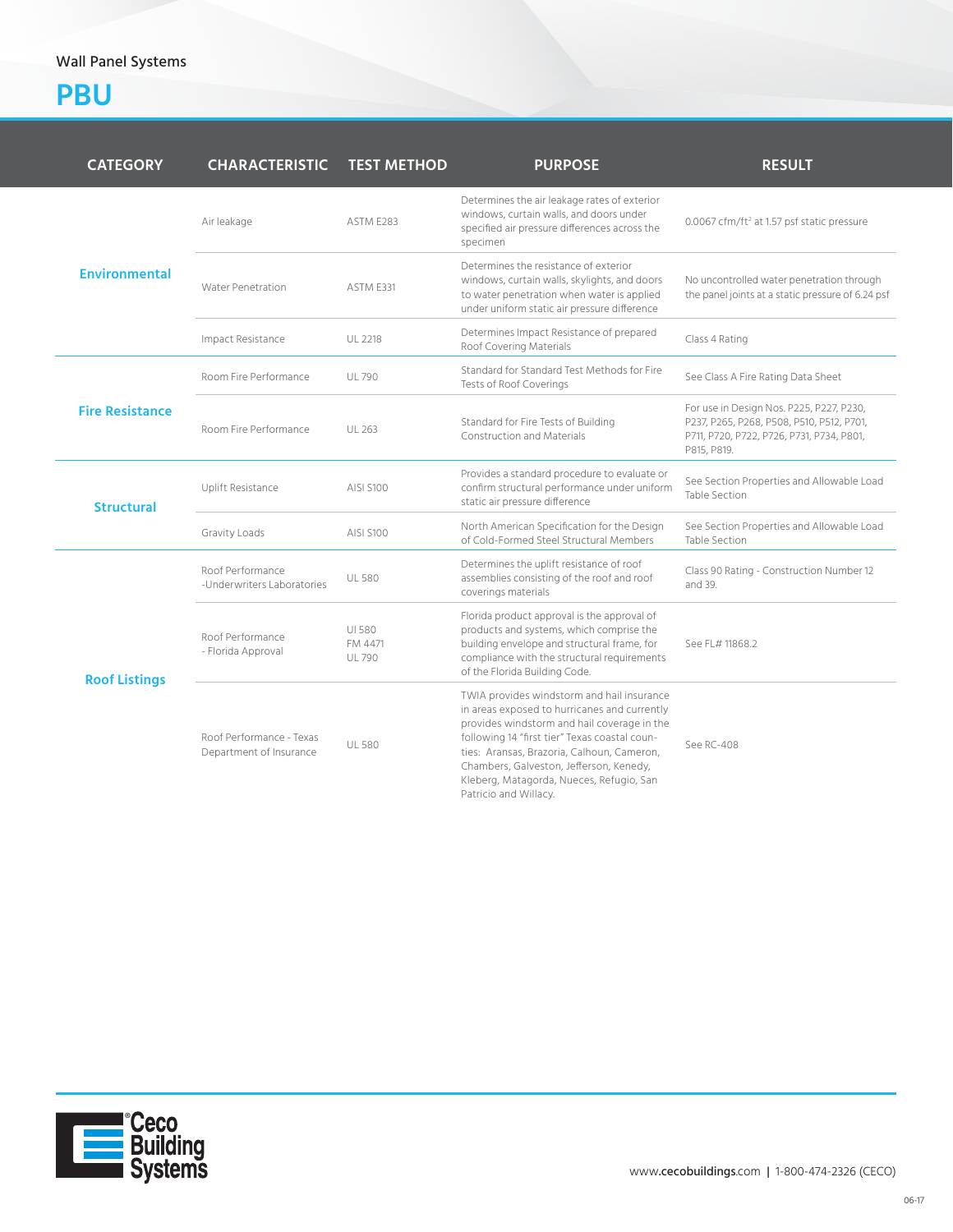Wall Panel Systems

# PBU

| CATEGORY | CHARACTERISTIC | TEST METHOD | PURPOSE | RESULT |
|---|---|---|---|---|
| Environmental | Air leakage | ASTM E283 | Determines the air leakage rates of exterior windows, curtain walls, and doors under specified air pressure differences across the specimen | 0.0067 cfm/ft² at 1.57 psf static pressure |
| | Water Penetration | ASTM E331 | Determines the resistance of exterior windows, curtain walls, skylights, and doors to water penetration when water is applied under uniform static air pressure difference | No uncontrolled water penetration through the panel joints at a static pressure of 6.24 psf |
| | Impact Resistance | UL 2218 | Determines Impact Resistance of prepared Roof Covering Materials | Class 4 Rating |
| Fire Resistance | Room Fire Performance | UL 790 | Standard for Standard Test Methods for Fire Tests of Roof Coverings | See Class A Fire Rating Data Sheet |
| | Room Fire Performance | UL 263 | Standard for Fire Tests of Building Construction and Materials | For use in Design Nos. P225, P227, P230, P237, P265, P268, P508, P510, P512, P701, P711, P720, P722, P726, P731, P734, P801, P815, P819. |
| Structural | Uplift Resistance | AISI S100 | Provides a standard procedure to evaluate or confirm structural performance under uniform static air pressure difference | See Section Properties and Allowable Load Table Section |
| | Gravity Loads | AISI S100 | North American Specification for the Design of Cold-Formed Steel Structural Members | See Section Properties and Allowable Load Table Section |
| Roof Listings | Roof Performance -Underwriters Laboratories | UL 580 | Determines the uplift resistance of roof assemblies consisting of the roof and roof coverings materials | Class 90 Rating - Construction Number 12 and 39. |
| | Roof Performance - Florida Approval | Ul 580<br>FM 4471<br>UL 790 | Florida product approval is the approval of products and systems, which comprise the building envelope and structural frame, for compliance with the structural requirements of the Florida Building Code. | See FL# 11868.2 |
| | Roof Performance - Texas Department of Insurance | UL 580 | TWIA provides windstorm and hail insurance in areas exposed to hurricanes and currently provides windstorm and hail coverage in the following 14 "first tier" Texas coastal counties: Aransas, Brazoria, Calhoun, Cameron, Chambers, Galveston, Jefferson, Kenedy, Kleberg, Matagorda, Nueces, Refugio, San Patricio and Willacy. | See RC-408 |

Ceco Building Systems

www.cecobuildings.com | 1-800-474-2326 (CECO)

06-17